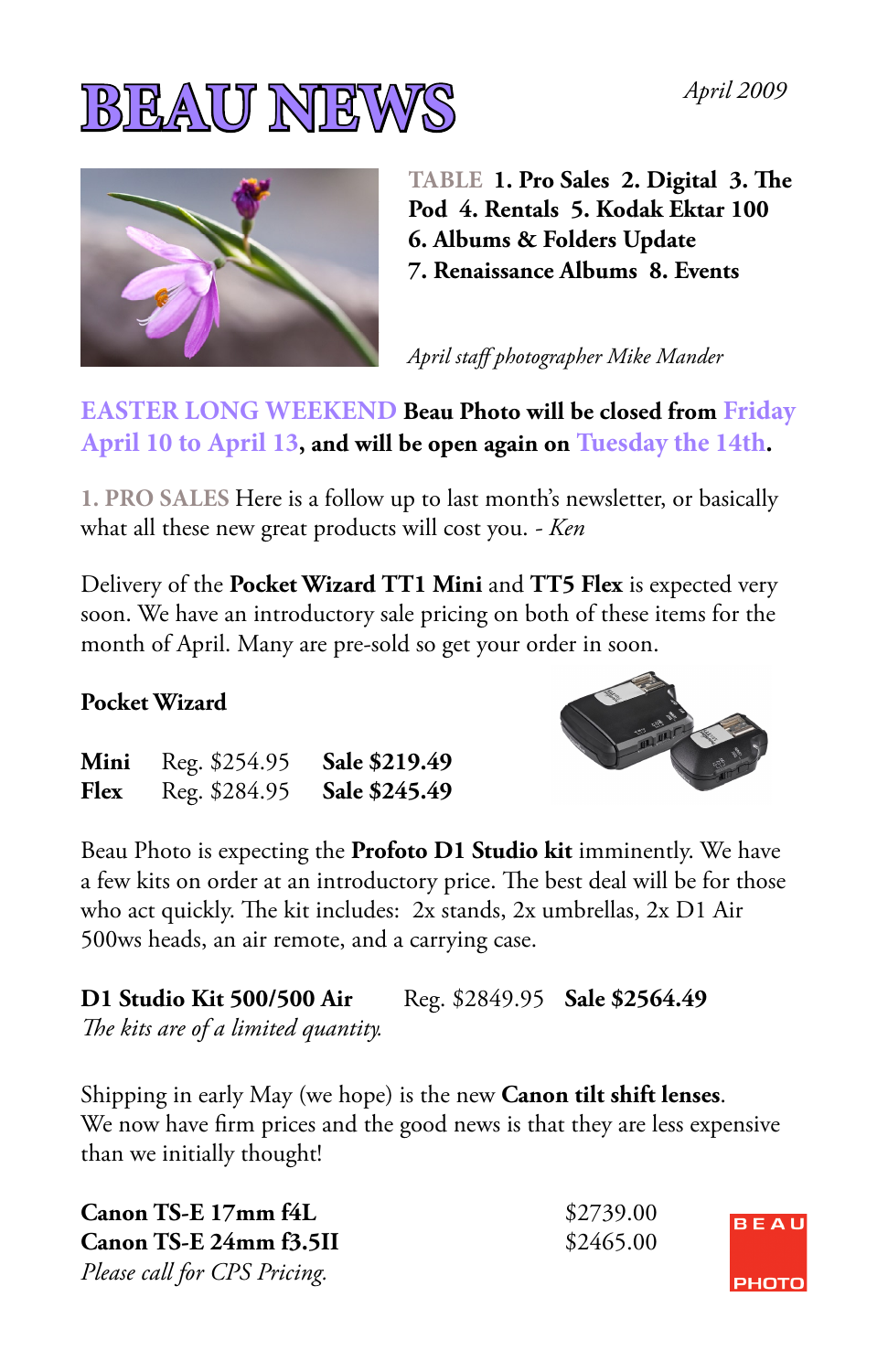# BEAU NEWS

*April 2009*

TABLE **1. Pro Sales 2. Digital 3. The Pod 4. Rentals 5. Kodak Ektar 100 6. Albums & Folders Update 7. Renaissance Albums 8. Events**

*April staff photographer Mike Mander*

EASTER LONG WEEKEND **Beau Photo will be closed from** Friday April 10 to April 13**, and will be open again on** Tuesday the 14th**.**

1. PRO SALES Here is a follow up to last month's newsletter, or basically what all these new great products will cost you. - *Ken*

Delivery of the **Pocket Wizard TT1 Mini** and **TT5 Flex** is expected very soon. We have an introductory sale pricing on both of these items for the month of April. Many are pre-sold so get your order in soon.

**Pocket Wizard**

| | | |
|---|---|---|
| **Mini** | Reg. $254.95 | **Sale $219.49** |
| **Flex** | Reg. $284.95 | **Sale $245.49** |

Beau Photo is expecting the **Profoto D1 Studio kit** imminently. We have a few kits on order at an introductory price. The best deal will be for those who act quickly. The kit includes: 2x stands, 2x umbrellas, 2x D1 Air 500ws heads, an air remote, and a carrying case.

**D1 Studio Kit 500/500 Air** Reg. $2849.95 **Sale $2564.49**
*The kits are of a limited quantity.*

Shipping in early May (we hope) is the new **Canon tilt shift lenses**. We now have firm prices and the good news is that they are less expensive than we initially thought!

| | |
|---|---|
| **Canon TS-E 17mm f4L** | $2739.00 |
| **Canon TS-E 24mm f3.5II** | $2465.00 |

*Please call for CPS Pricing.*

BEAU PHOTO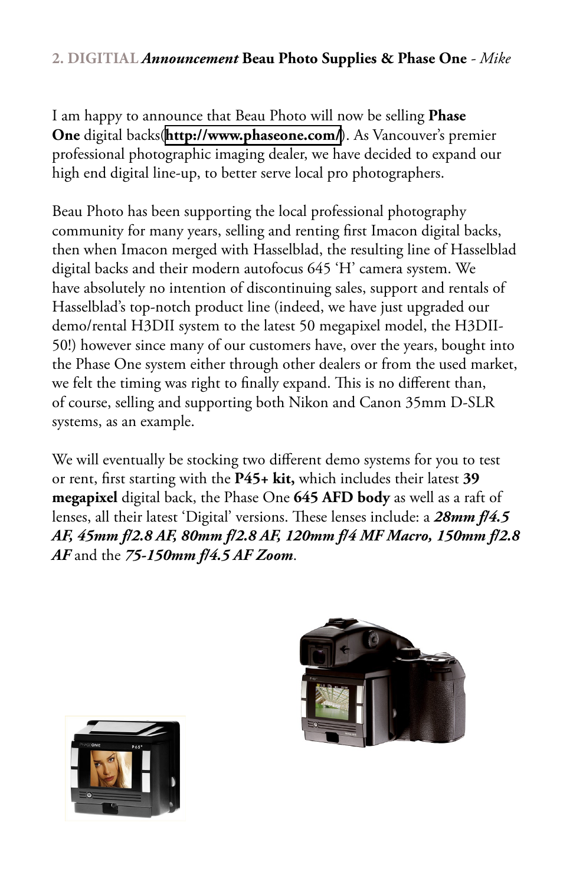## 2. DIGITAL *Announcement* **Beau Photo Supplies & Phase One** - *Mike*

I am happy to announce that Beau Photo will now be selling **Phase One** digital backs(**http://www.phaseone.com/**). As Vancouver's premier professional photographic imaging dealer, we have decided to expand our high end digital line-up, to better serve local pro photographers.

Beau Photo has been supporting the local professional photography community for many years, selling and renting first Imacon digital backs, then when Imacon merged with Hasselblad, the resulting line of Hasselblad digital backs and their modern autofocus 645 'H' camera system. We have absolutely no intention of discontinuing sales, support and rentals of Hasselblad's top-notch product line (indeed, we have just upgraded our demo/rental H3DII system to the latest 50 megapixel model, the H3DII-50!) however since many of our customers have, over the years, bought into the Phase One system either through other dealers or from the used market, we felt the timing was right to finally expand. This is no different than, of course, selling and supporting both Nikon and Canon 35mm D-SLR systems, as an example.

We will eventually be stocking two different demo systems for you to test or rent, first starting with the **P45+ kit,** which includes their latest **39 megapixel** digital back, the Phase One **645 AFD body** as well as a raft of lenses, all their latest 'Digital' versions. These lenses include: a ***28mm f/4.5 AF, 45mm f/2.8 AF, 80mm f/2.8 AF, 120mm f/4 MF Macro, 150mm f/2.8 AF*** and the ***75-150mm f/4.5 AF Zoom***.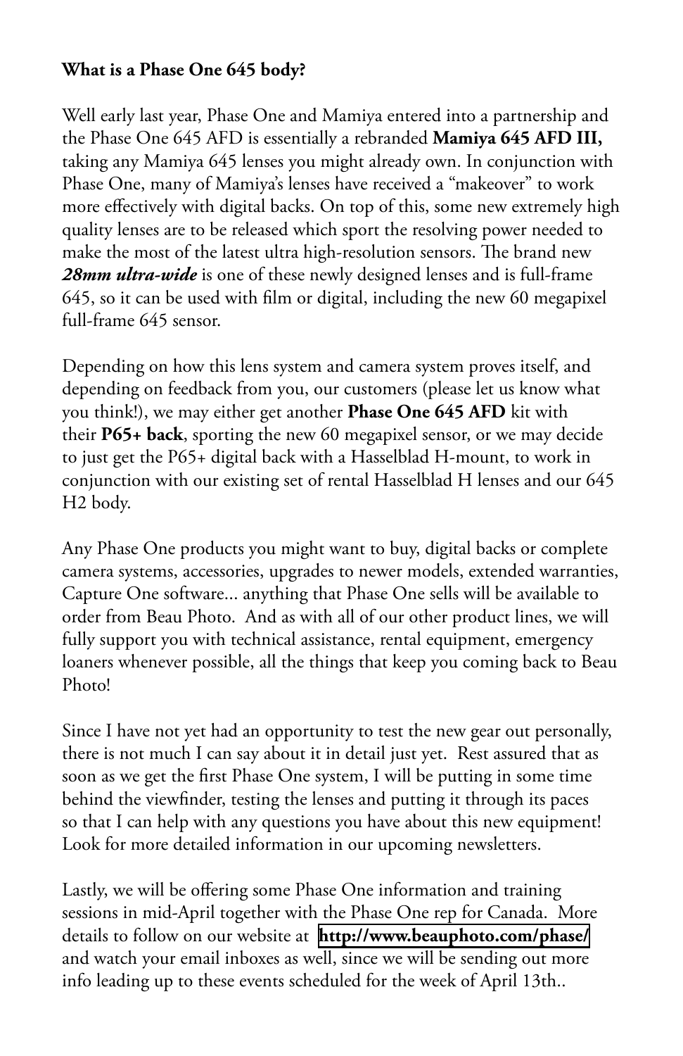**What is a Phase One 645 body?**

Well early last year, Phase One and Mamiya entered into a partnership and the Phase One 645 AFD is essentially a rebranded **Mamiya 645 AFD III,** taking any Mamiya 645 lenses you might already own. In conjunction with Phase One, many of Mamiya's lenses have received a "makeover" to work more effectively with digital backs. On top of this, some new extremely high quality lenses are to be released which sport the resolving power needed to make the most of the latest ultra high-resolution sensors. The brand new ***28mm ultra-wide*** is one of these newly designed lenses and is full-frame 645, so it can be used with film or digital, including the new 60 megapixel full-frame 645 sensor.

Depending on how this lens system and camera system proves itself, and depending on feedback from you, our customers (please let us know what you think!), we may either get another **Phase One 645 AFD** kit with their **P65+ back**, sporting the new 60 megapixel sensor, or we may decide to just get the P65+ digital back with a Hasselblad H-mount, to work in conjunction with our existing set of rental Hasselblad H lenses and our 645 H2 body.

Any Phase One products you might want to buy, digital backs or complete camera systems, accessories, upgrades to newer models, extended warranties, Capture One software... anything that Phase One sells will be available to order from Beau Photo. And as with all of our other product lines, we will fully support you with technical assistance, rental equipment, emergency loaners whenever possible, all the things that keep you coming back to Beau Photo!

Since I have not yet had an opportunity to test the new gear out personally, there is not much I can say about it in detail just yet. Rest assured that as soon as we get the first Phase One system, I will be putting in some time behind the viewfinder, testing the lenses and putting it through its paces so that I can help with any questions you have about this new equipment! Look for more detailed information in our upcoming newsletters.

Lastly, we will be offering some Phase One information and training sessions in mid-April together with the Phase One rep for Canada. More details to follow on our website at **http://www.beauphoto.com/phase/** and watch your email inboxes as well, since we will be sending out more info leading up to these events scheduled for the week of April 13th..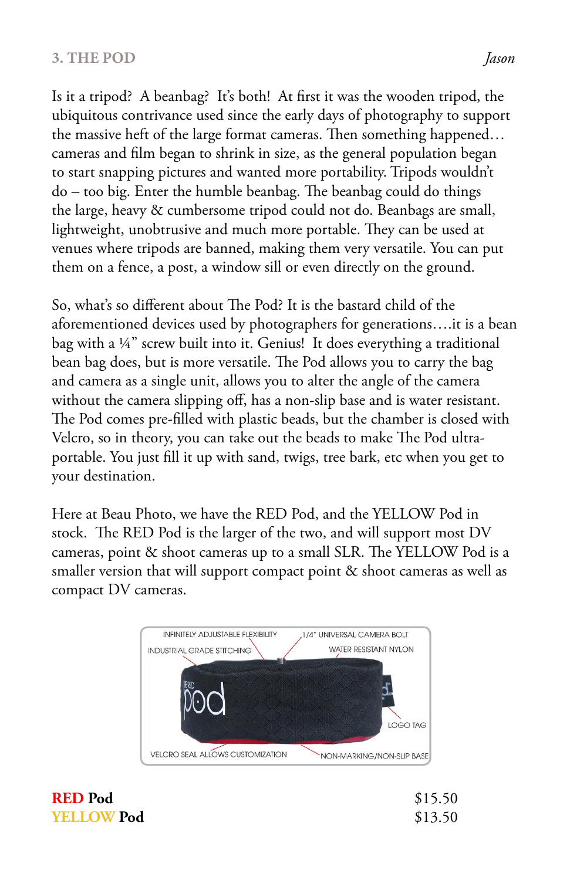## 3. THE POD

*Jason*

Is it a tripod? A beanbag? It's both! At first it was the wooden tripod, the ubiquitous contrivance used since the early days of photography to support the massive heft of the large format cameras. Then something happened… cameras and film began to shrink in size, as the general population began to start snapping pictures and wanted more portability. Tripods wouldn't do – too big. Enter the humble beanbag. The beanbag could do things the large, heavy & cumbersome tripod could not do. Beanbags are small, lightweight, unobtrusive and much more portable. They can be used at venues where tripods are banned, making them very versatile. You can put them on a fence, a post, a window sill or even directly on the ground.

So, what's so different about The Pod? It is the bastard child of the aforementioned devices used by photographers for generations….it is a bean bag with a ¼" screw built into it. Genius! It does everything a traditional bean bag does, but is more versatile. The Pod allows you to carry the bag and camera as a single unit, allows you to alter the angle of the camera without the camera slipping off, has a non-slip base and is water resistant. The Pod comes pre-filled with plastic beads, but the chamber is closed with Velcro, so in theory, you can take out the beads to make The Pod ultra-portable. You just fill it up with sand, twigs, tree bark, etc when you get to your destination.

Here at Beau Photo, we have the RED Pod, and the YELLOW Pod in stock. The RED Pod is the larger of the two, and will support most DV cameras, point & shoot cameras up to a small SLR. The YELLOW Pod is a smaller version that will support compact point & shoot cameras as well as compact DV cameras.

INFINITELY ADJUSTABLE FLEXIBILITY · 1/4" UNIVERSAL CAMERA BOLT · INDUSTRIAL GRADE STITCHING · WATER RESISTANT NYLON · LOGO TAG · VELCRO SEAL ALLOWS CUSTOMIZATION · NON-MARKING/NON-SLIP BASE

| | |
|---|---|
| **RED Pod** | $15.50 |
| **YELLOW Pod** | $13.50 |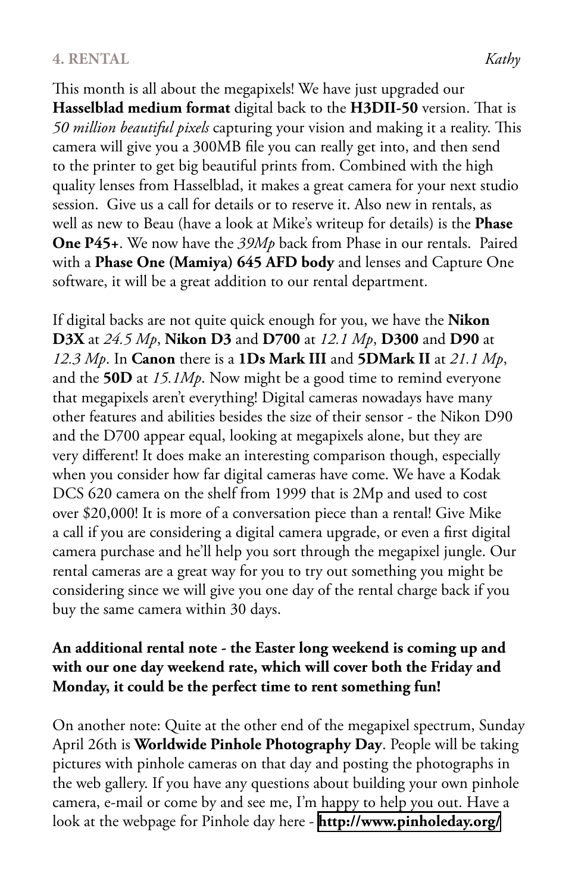## 4. RENTAL *Kathy*

This month is all about the megapixels! We have just upgraded our **Hasselblad medium format** digital back to the **H3DII-50** version. That is *50 million beautiful pixels* capturing your vision and making it a reality. This camera will give you a 300MB file you can really get into, and then send to the printer to get big beautiful prints from. Combined with the high quality lenses from Hasselblad, it makes a great camera for your next studio session. Give us a call for details or to reserve it. Also new in rentals, as well as new to Beau (have a look at Mike's writeup for details) is the **Phase One P45+**. We now have the *39Mp* back from Phase in our rentals. Paired with a **Phase One (Mamiya) 645 AFD body** and lenses and Capture One software, it will be a great addition to our rental department.

If digital backs are not quite quick enough for you, we have the **Nikon D3X** at *24.5 Mp*, **Nikon D3** and **D700** at *12.1 Mp*, **D300** and **D90** at *12.3 Mp*. In **Canon** there is a **1Ds Mark III** and **5DMark II** at *21.1 Mp*, and the **50D** at *15.1Mp*. Now might be a good time to remind everyone that megapixels aren't everything! Digital cameras nowadays have many other features and abilities besides the size of their sensor - the Nikon D90 and the D700 appear equal, looking at megapixels alone, but they are very different! It does make an interesting comparison though, especially when you consider how far digital cameras have come. We have a Kodak DCS 620 camera on the shelf from 1999 that is 2Mp and used to cost over $20,000! It is more of a conversation piece than a rental! Give Mike a call if you are considering a digital camera upgrade, or even a first digital camera purchase and he'll help you sort through the megapixel jungle. Our rental cameras are a great way for you to try out something you might be considering since we will give you one day of the rental charge back if you buy the same camera within 30 days.

**An additional rental note - the Easter long weekend is coming up and with our one day weekend rate, which will cover both the Friday and Monday, it could be the perfect time to rent something fun!**

On another note: Quite at the other end of the megapixel spectrum, Sunday April 26th is **Worldwide Pinhole Photography Day**. People will be taking pictures with pinhole cameras on that day and posting the photographs in the web gallery. If you have any questions about building your own pinhole camera, e-mail or come by and see me, I'm happy to help you out. Have a look at the webpage for Pinhole day here - **http://www.pinholeday.org/**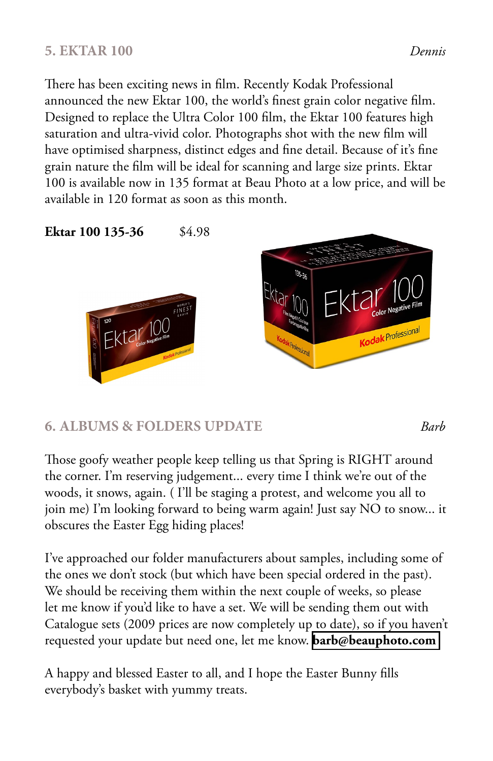## 5. EKTAR 100

*Dennis*

There has been exciting news in film. Recently Kodak Professional announced the new Ektar 100, the world's finest grain color negative film. Designed to replace the Ultra Color 100 film, the Ektar 100 features high saturation and ultra-vivid color. Photographs shot with the new film will have optimised sharpness, distinct edges and fine detail. Because of it's fine grain nature the film will be ideal for scanning and large size prints. Ektar 100 is available now in 135 format at Beau Photo at a low price, and will be available in 120 format as soon as this month.

**Ektar 100 135-36** $4.98

## 6. ALBUMS & FOLDERS UPDATE

*Barb*

Those goofy weather people keep telling us that Spring is RIGHT around the corner. I'm reserving judgement... every time I think we're out of the woods, it snows, again. ( I'll be staging a protest, and welcome you all to join me) I'm looking forward to being warm again! Just say NO to snow... it obscures the Easter Egg hiding places!

I've approached our folder manufacturers about samples, including some of the ones we don't stock (but which have been special ordered in the past). We should be receiving them within the next couple of weeks, so please let me know if you'd like to have a set. We will be sending them out with Catalogue sets (2009 prices are now completely up to date), so if you haven't requested your update but need one, let me know. **barb@beauphoto.com**

A happy and blessed Easter to all, and I hope the Easter Bunny fills everybody's basket with yummy treats.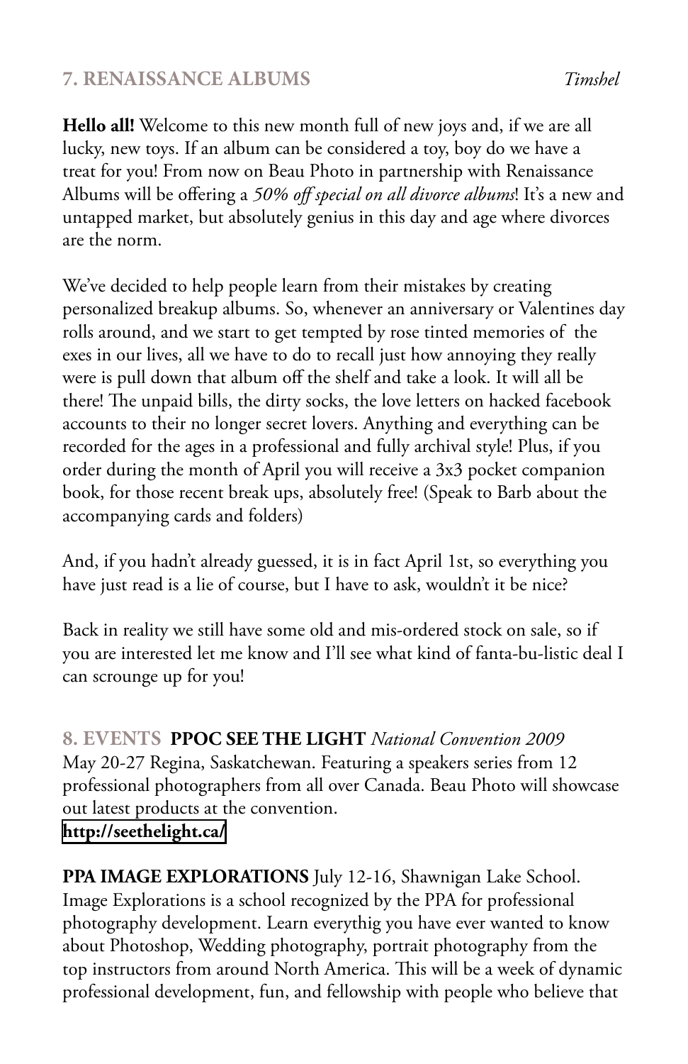## 7. RENAISSANCE ALBUMS *Timshel*

**Hello all!** Welcome to this new month full of new joys and, if we are all lucky, new toys. If an album can be considered a toy, boy do we have a treat for you! From now on Beau Photo in partnership with Renaissance Albums will be offering a *50% off special on all divorce albums*! It's a new and untapped market, but absolutely genius in this day and age where divorces are the norm.

We've decided to help people learn from their mistakes by creating personalized breakup albums. So, whenever an anniversary or Valentines day rolls around, and we start to get tempted by rose tinted memories of the exes in our lives, all we have to do to recall just how annoying they really were is pull down that album off the shelf and take a look. It will all be there! The unpaid bills, the dirty socks, the love letters on hacked facebook accounts to their no longer secret lovers. Anything and everything can be recorded for the ages in a professional and fully archival style! Plus, if you order during the month of April you will receive a 3x3 pocket companion book, for those recent break ups, absolutely free! (Speak to Barb about the accompanying cards and folders)

And, if you hadn't already guessed, it is in fact April 1st, so everything you have just read is a lie of course, but I have to ask, wouldn't it be nice?

Back in reality we still have some old and mis-ordered stock on sale, so if you are interested let me know and I'll see what kind of fanta-bu-listic deal I can scrounge up for you!

## 8. EVENTS **PPOC SEE THE LIGHT** *National Convention 2009*

May 20-27 Regina, Saskatchewan. Featuring a speakers series from 12 professional photographers from all over Canada. Beau Photo will showcase out latest products at the convention.
**http://seethelight.ca/**

**PPA IMAGE EXPLORATIONS** July 12-16, Shawnigan Lake School. Image Explorations is a school recognized by the PPA for professional photography development. Learn everythig you have ever wanted to know about Photoshop, Wedding photography, portrait photography from the top instructors from around North America. This will be a week of dynamic professional development, fun, and fellowship with people who believe that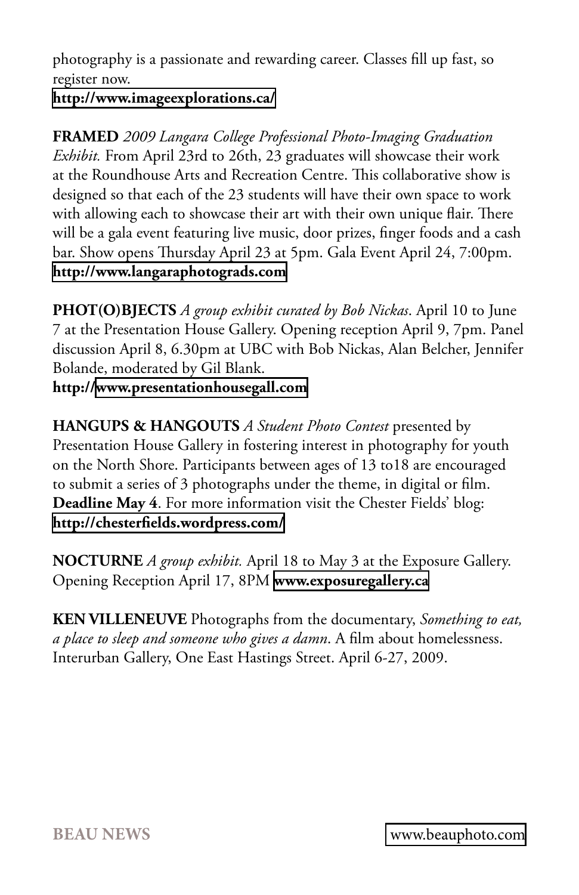photography is a passionate and rewarding career. Classes fill up fast, so register now.
**http://www.imageexplorations.ca/**

**FRAMED** *2009 Langara College Professional Photo-Imaging Graduation Exhibit.* From April 23rd to 26th, 23 graduates will showcase their work at the Roundhouse Arts and Recreation Centre. This collaborative show is designed so that each of the 23 students will have their own space to work with allowing each to showcase their art with their own unique flair. There will be a gala event featuring live music, door prizes, finger foods and a cash bar. Show opens Thursday April 23 at 5pm. Gala Event April 24, 7:00pm.
**http://www.langaraphotograds.com**

**PHOT(O)BJECTS** *A group exhibit curated by Bob Nickas*. April 10 to June 7 at the Presentation House Gallery. Opening reception April 9, 7pm. Panel discussion April 8, 6.30pm at UBC with Bob Nickas, Alan Belcher, Jennifer Bolande, moderated by Gil Blank.
**http://www.presentationhousegall.com**

**HANGUPS & HANGOUTS** *A Student Photo Contest* presented by Presentation House Gallery in fostering interest in photography for youth on the North Shore. Participants between ages of 13 to18 are encouraged to submit a series of 3 photographs under the theme, in digital or film. **Deadline May 4**. For more information visit the Chester Fields' blog:
**http://chesterfields.wordpress.com/**

**NOCTURNE** *A group exhibit.* April 18 to May 3 at the Exposure Gallery. Opening Reception April 17, 8PM **www.exposuregallery.ca**

**KEN VILLENEUVE** Photographs from the documentary, *Something to eat, a place to sleep and someone who gives a damn*. A film about homelessness. Interurban Gallery, One East Hastings Street. April 6-27, 2009.